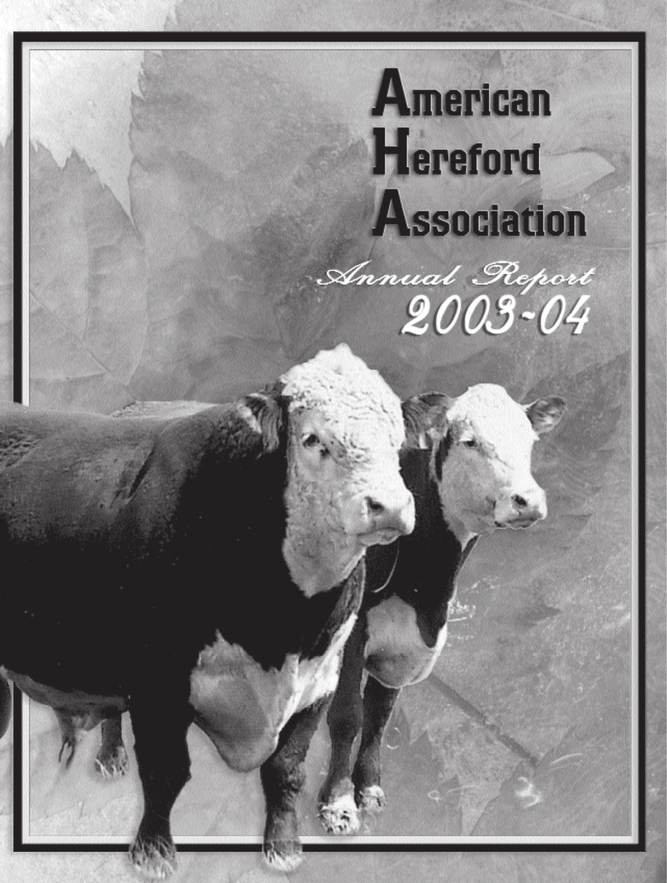# American Hereford Association

*Annual Report*
2003-04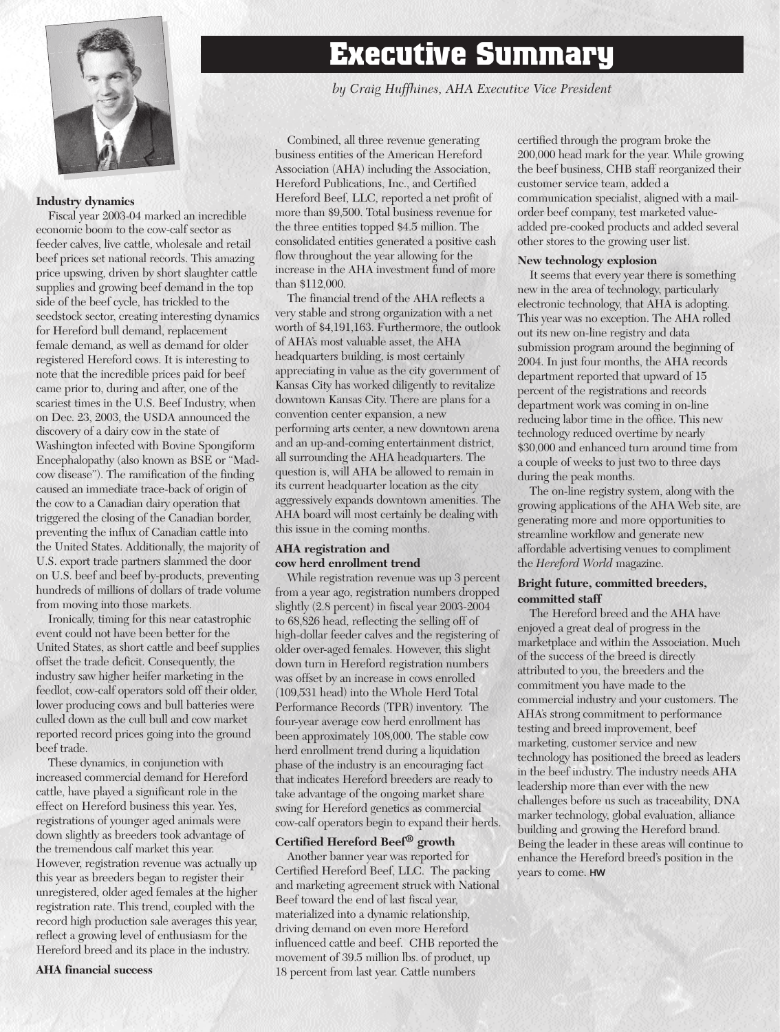# Executive Summary

*by Craig Huffhines, AHA Executive Vice President*

**Industry dynamics**

Fiscal year 2003-04 marked an incredible economic boom to the cow-calf sector as feeder calves, live cattle, wholesale and retail beef prices set national records. This amazing price upswing, driven by short slaughter cattle supplies and growing beef demand in the top side of the beef cycle, has trickled to the seedstock sector, creating interesting dynamics for Hereford bull demand, replacement female demand, as well as demand for older registered Hereford cows. It is interesting to note that the incredible prices paid for beef came prior to, during and after, one of the scariest times in the U.S. Beef Industry, when on Dec. 23, 2003, the USDA announced the discovery of a dairy cow in the state of Washington infected with Bovine Spongiform Encephalopathy (also known as BSE or "Mad-cow disease"). The ramification of the finding caused an immediate trace-back of origin of the cow to a Canadian dairy operation that triggered the closing of the Canadian border, preventing the influx of Canadian cattle into the United States. Additionally, the majority of U.S. export trade partners slammed the door on U.S. beef and beef by-products, preventing hundreds of millions of dollars of trade volume from moving into those markets.

Ironically, timing for this near catastrophic event could not have been better for the United States, as short cattle and beef supplies offset the trade deficit. Consequently, the industry saw higher heifer marketing in the feedlot, cow-calf operators sold off their older, lower producing cows and bull batteries were culled down as the cull bull and cow market reported record prices going into the ground beef trade.

These dynamics, in conjunction with increased commercial demand for Hereford cattle, have played a significant role in the effect on Hereford business this year. Yes, registrations of younger aged animals were down slightly as breeders took advantage of the tremendous calf market this year. However, registration revenue was actually up this year as breeders began to register their unregistered, older aged females at the higher registration rate. This trend, coupled with the record high production sale averages this year, reflect a growing level of enthusiasm for the Hereford breed and its place in the industry.

**AHA financial success**

Combined, all three revenue generating business entities of the American Hereford Association (AHA) including the Association, Hereford Publications, Inc., and Certified Hereford Beef, LLC, reported a net profit of more than $9,500. Total business revenue for the three entities topped $4.5 million. The consolidated entities generated a positive cash flow throughout the year allowing for the increase in the AHA investment fund of more than $112,000.

The financial trend of the AHA reflects a very stable and strong organization with a net worth of $4,191,163. Furthermore, the outlook of AHA's most valuable asset, the AHA headquarters building, is most certainly appreciating in value as the city government of Kansas City has worked diligently to revitalize downtown Kansas City. There are plans for a convention center expansion, a new performing arts center, a new downtown arena and an up-and-coming entertainment district, all surrounding the AHA headquarters. The question is, will AHA be allowed to remain in its current headquarter location as the city aggressively expands downtown amenities. The AHA board will most certainly be dealing with this issue in the coming months.

**AHA registration and cow herd enrollment trend**

While registration revenue was up 3 percent from a year ago, registration numbers dropped slightly (2.8 percent) in fiscal year 2003-2004 to 68,826 head, reflecting the selling off of high-dollar feeder calves and the registering of older over-aged females. However, this slight down turn in Hereford registration numbers was offset by an increase in cows enrolled (109,531 head) into the Whole Herd Total Performance Records (TPR) inventory. The four-year average cow herd enrollment has been approximately 108,000. The stable cow herd enrollment trend during a liquidation phase of the industry is an encouraging fact that indicates Hereford breeders are ready to take advantage of the ongoing market share swing for Hereford genetics as commercial cow-calf operators begin to expand their herds.

**Certified Hereford Beef® growth**

Another banner year was reported for Certified Hereford Beef, LLC. The packing and marketing agreement struck with National Beef toward the end of last fiscal year, materialized into a dynamic relationship, driving demand on even more Hereford influenced cattle and beef. CHB reported the movement of 39.5 million lbs. of product, up 18 percent from last year. Cattle numbers certified through the program broke the 200,000 head mark for the year. While growing the beef business, CHB staff reorganized their customer service team, added a communication specialist, aligned with a mail-order beef company, test marketed value-added pre-cooked products and added several other stores to the growing user list.

**New technology explosion**

It seems that every year there is something new in the area of technology, particularly electronic technology, that AHA is adopting. This year was no exception. The AHA rolled out its new on-line registry and data submission program around the beginning of 2004. In just four months, the AHA records department reported that upward of 15 percent of the registrations and records department work was coming in on-line reducing labor time in the office. This new technology reduced overtime by nearly $30,000 and enhanced turn around time from a couple of weeks to just two to three days during the peak months.

The on-line registry system, along with the growing applications of the AHA Web site, are generating more and more opportunities to streamline workflow and generate new affordable advertising venues to compliment the *Hereford World* magazine.

**Bright future, committed breeders, committed staff**

The Hereford breed and the AHA have enjoyed a great deal of progress in the marketplace and within the Association. Much of the success of the breed is directly attributed to you, the breeders and the commitment you have made to the commercial industry and your customers. The AHA's strong commitment to performance testing and breed improvement, beef marketing, customer service and new technology has positioned the breed as leaders in the beef industry. The industry needs AHA leadership more than ever with the new challenges before us such as traceability, DNA marker technology, global evaluation, alliance building and growing the Hereford brand. Being the leader in these areas will continue to enhance the Hereford breed's position in the years to come. HW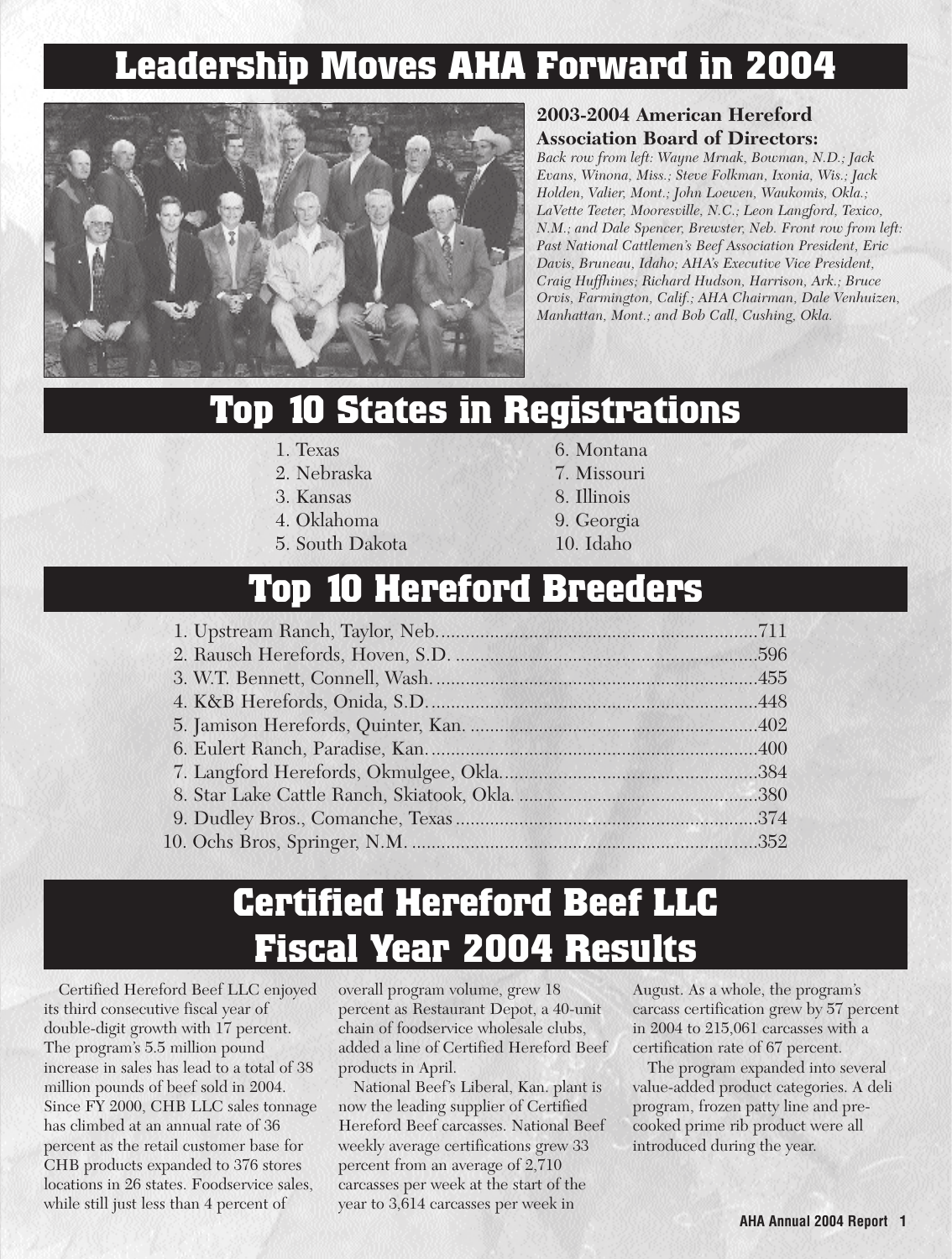# Leadership Moves AHA Forward in 2004

**2003-2004 American Hereford Association Board of Directors:**
*Back row from left: Wayne Mrnak, Bowman, N.D.; Jack Evans, Winona, Miss.; Steve Folkman, Ixonia, Wis.; Jack Holden, Valier, Mont.; John Loewen, Waukomis, Okla.; LaVette Teeter, Mooresville, N.C.; Leon Langford, Texico, N.M.; and Dale Spencer, Brewster, Neb. Front row from left: Past National Cattlemen's Beef Association President, Eric Davis, Bruneau, Idaho; AHA's Executive Vice President, Craig Huffhines; Richard Hudson, Harrison, Ark.; Bruce Orvis, Farmington, Calif.; AHA Chairman, Dale Venhuizen, Manhattan, Mont.; and Bob Call, Cushing, Okla.*

# Top 10 States in Registrations

1. Texas
2. Nebraska
3. Kansas
4. Oklahoma
5. South Dakota
6. Montana
7. Missouri
8. Illinois
9. Georgia
10. Idaho

# Top 10 Hereford Breeders

1. Upstream Ranch, Taylor, Neb. ....711
2. Rausch Herefords, Hoven, S.D. ....596
3. W.T. Bennett, Connell, Wash. ....455
4. K&B Herefords, Onida, S.D. ....448
5. Jamison Herefords, Quinter, Kan. ....402
6. Eulert Ranch, Paradise, Kan. ....400
7. Langford Herefords, Okmulgee, Okla. ....384
8. Star Lake Cattle Ranch, Skiatook, Okla. ....380
9. Dudley Bros., Comanche, Texas ....374
10. Ochs Bros, Springer, N.M. ....352

# Certified Hereford Beef LLC Fiscal Year 2004 Results

Certified Hereford Beef LLC enjoyed its third consecutive fiscal year of double-digit growth with 17 percent. The program's 5.5 million pound increase in sales has lead to a total of 38 million pounds of beef sold in 2004. Since FY 2000, CHB LLC sales tonnage has climbed at an annual rate of 36 percent as the retail customer base for CHB products expanded to 376 stores locations in 26 states. Foodservice sales, while still just less than 4 percent of overall program volume, grew 18 percent as Restaurant Depot, a 40-unit chain of foodservice wholesale clubs, added a line of Certified Hereford Beef products in April.

National Beef's Liberal, Kan. plant is now the leading supplier of Certified Hereford Beef carcasses. National Beef weekly average certifications grew 33 percent from an average of 2,710 carcasses per week at the start of the year to 3,614 carcasses per week in August. As a whole, the program's carcass certification grew by 57 percent in 2004 to 215,061 carcasses with a certification rate of 67 percent.

The program expanded into several value-added product categories. A deli program, frozen patty line and pre-cooked prime rib product were all introduced during the year.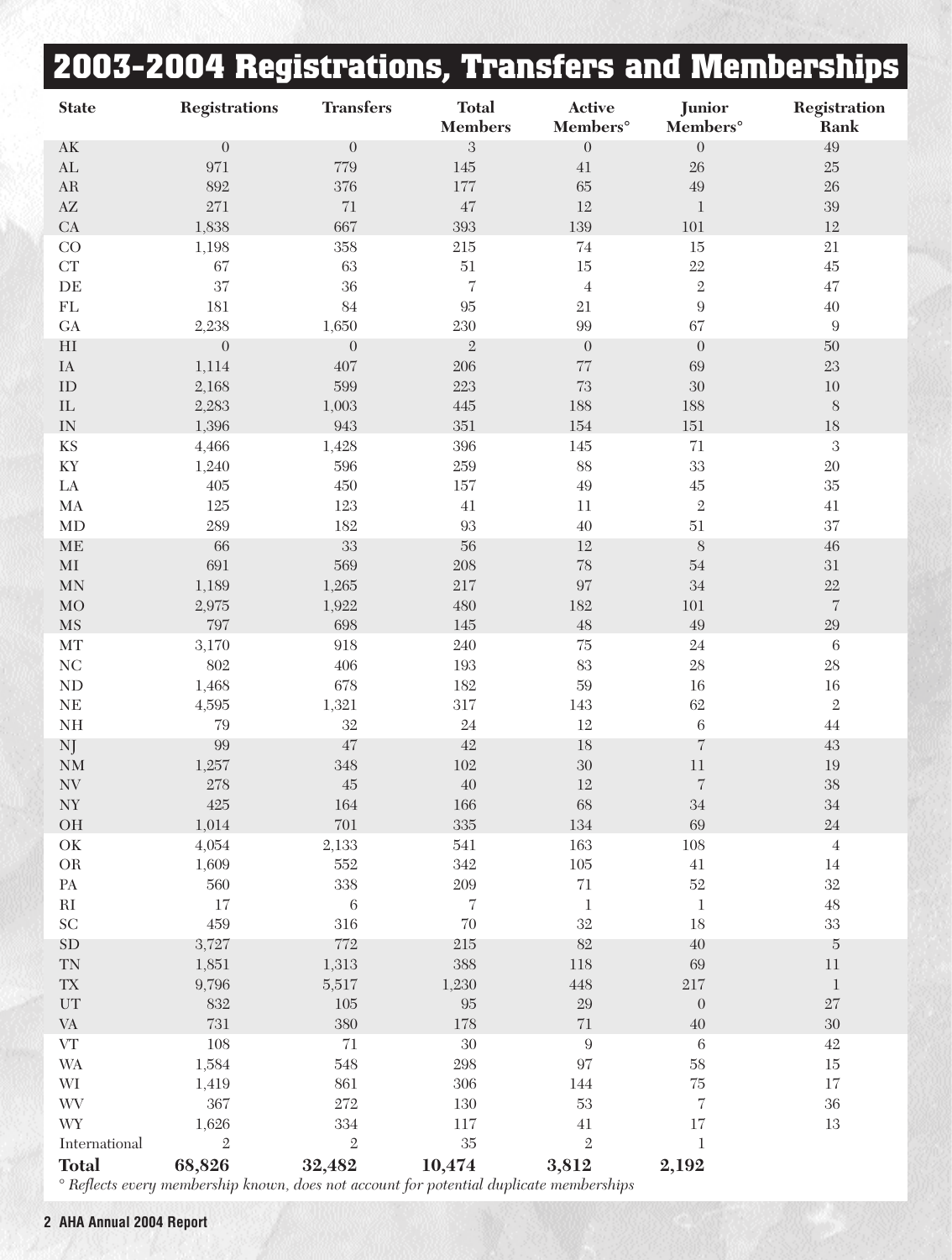# 2003-2004 Registrations, Transfers and Memberships

| State | Registrations | Transfers | Total Members | Active Members° | Junior Members° | Registration Rank |
|---|---|---|---|---|---|---|
| AK | 0 | 0 | 3 | 0 | 0 | 49 |
| AL | 971 | 779 | 145 | 41 | 26 | 25 |
| AR | 892 | 376 | 177 | 65 | 49 | 26 |
| AZ | 271 | 71 | 47 | 12 | 1 | 39 |
| CA | 1,838 | 667 | 393 | 139 | 101 | 12 |
| CO | 1,198 | 358 | 215 | 74 | 15 | 21 |
| CT | 67 | 63 | 51 | 15 | 22 | 45 |
| DE | 37 | 36 | 7 | 4 | 2 | 47 |
| FL | 181 | 84 | 95 | 21 | 9 | 40 |
| GA | 2,238 | 1,650 | 230 | 99 | 67 | 9 |
| HI | 0 | 0 | 2 | 0 | 0 | 50 |
| IA | 1,114 | 407 | 206 | 77 | 69 | 23 |
| ID | 2,168 | 599 | 223 | 73 | 30 | 10 |
| IL | 2,283 | 1,003 | 445 | 188 | 188 | 8 |
| IN | 1,396 | 943 | 351 | 154 | 151 | 18 |
| KS | 4,466 | 1,428 | 396 | 145 | 71 | 3 |
| KY | 1,240 | 596 | 259 | 88 | 33 | 20 |
| LA | 405 | 450 | 157 | 49 | 45 | 35 |
| MA | 125 | 123 | 41 | 11 | 2 | 41 |
| MD | 289 | 182 | 93 | 40 | 51 | 37 |
| ME | 66 | 33 | 56 | 12 | 8 | 46 |
| MI | 691 | 569 | 208 | 78 | 54 | 31 |
| MN | 1,189 | 1,265 | 217 | 97 | 34 | 22 |
| MO | 2,975 | 1,922 | 480 | 182 | 101 | 7 |
| MS | 797 | 698 | 145 | 48 | 49 | 29 |
| MT | 3,170 | 918 | 240 | 75 | 24 | 6 |
| NC | 802 | 406 | 193 | 83 | 28 | 28 |
| ND | 1,468 | 678 | 182 | 59 | 16 | 16 |
| NE | 4,595 | 1,321 | 317 | 143 | 62 | 2 |
| NH | 79 | 32 | 24 | 12 | 6 | 44 |
| NJ | 99 | 47 | 42 | 18 | 7 | 43 |
| NM | 1,257 | 348 | 102 | 30 | 11 | 19 |
| NV | 278 | 45 | 40 | 12 | 7 | 38 |
| NY | 425 | 164 | 166 | 68 | 34 | 34 |
| OH | 1,014 | 701 | 335 | 134 | 69 | 24 |
| OK | 4,054 | 2,133 | 541 | 163 | 108 | 4 |
| OR | 1,609 | 552 | 342 | 105 | 41 | 14 |
| PA | 560 | 338 | 209 | 71 | 52 | 32 |
| RI | 17 | 6 | 7 | 1 | 1 | 48 |
| SC | 459 | 316 | 70 | 32 | 18 | 33 |
| SD | 3,727 | 772 | 215 | 82 | 40 | 5 |
| TN | 1,851 | 1,313 | 388 | 118 | 69 | 11 |
| TX | 9,796 | 5,517 | 1,230 | 448 | 217 | 1 |
| UT | 832 | 105 | 95 | 29 | 0 | 27 |
| VA | 731 | 380 | 178 | 71 | 40 | 30 |
| VT | 108 | 71 | 30 | 9 | 6 | 42 |
| WA | 1,584 | 548 | 298 | 97 | 58 | 15 |
| WI | 1,419 | 861 | 306 | 144 | 75 | 17 |
| WV | 367 | 272 | 130 | 53 | 7 | 36 |
| WY | 1,626 | 334 | 117 | 41 | 17 | 13 |
| International | 2 | 2 | 35 | 2 | 1 | |
| **Total** | **68,826** | **32,482** | **10,474** | **3,812** | **2,192** | |

*° Reflects every membership known, does not account for potential duplicate memberships*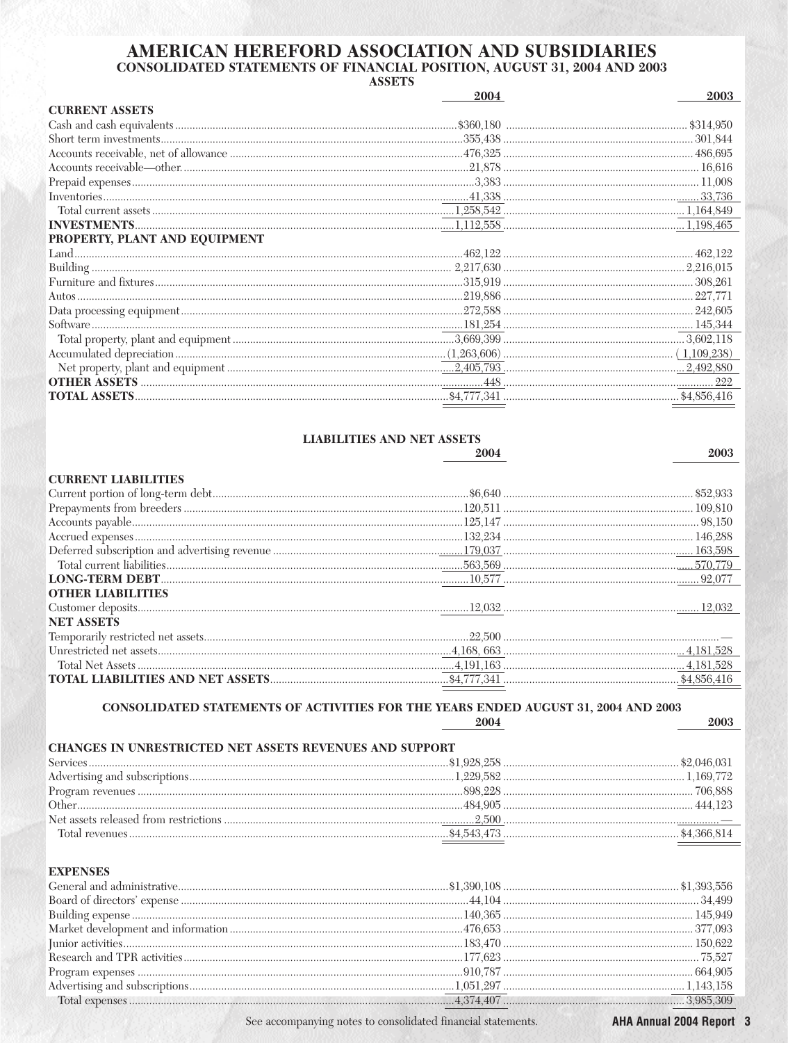# AMERICAN HEREFORD ASSOCIATION AND SUBSIDIARIES

## CONSOLIDATED STATEMENTS OF FINANCIAL POSITION, AUGUST 31, 2004 AND 2003

### ASSETS

| | 2004 | 2003 |
|---|---|---|
| **CURRENT ASSETS** | | |
| Cash and cash equivalents | $360,180 | $314,950 |
| Short term investments | 355,438 | 301,844 |
| Accounts receivable, net of allowance | 476,325 | 486,695 |
| Accounts receivable—other | 21,878 | 16,616 |
| Prepaid expenses | 3,383 | 11,008 |
| Inventories | 41,338 | 33,736 |
| Total current assets | 1,258,542 | 1,164,849 |
| **INVESTMENTS** | 1,112,558 | 1,198,465 |
| **PROPERTY, PLANT AND EQUIPMENT** | | |
| Land | 462,122 | 462,122 |
| Building | 2,217,630 | 2,216,015 |
| Furniture and fixtures | 315,919 | 308,261 |
| Autos | 219,886 | 227,771 |
| Data processing equipment | 272,588 | 242,605 |
| Software | 181,254 | 145,344 |
| Total property, plant and equipment | 3,669,399 | 3,602,118 |
| Accumulated depreciation | (1,263,606) | (1,109,238) |
| Net property, plant and equipment | 2,405,793 | 2,492,880 |
| **OTHER ASSETS** | 448 | 222 |
| **TOTAL ASSETS** | $4,777,341 | $4,856,416 |

### LIABILITIES AND NET ASSETS

| | 2004 | 2003 |
|---|---|---|
| **CURRENT LIABILITIES** | | |
| Current portion of long-term debt | $6,640 | $52,933 |
| Prepayments from breeders | 120,511 | 109,810 |
| Accounts payable | 125,147 | 98,150 |
| Accrued expenses | 132,234 | 146,288 |
| Deferred subscription and advertising revenue | 179,037 | 163,598 |
| Total current liabilities | 563,569 | 570,779 |
| **LONG-TERM DEBT** | 10,577 | 92,077 |
| **OTHER LIABILITIES** | | |
| Customer deposits | 12,032 | 12,032 |
| **NET ASSETS** | | |
| Temporarily restricted net assets | 22,500 | — |
| Unrestricted net assets | 4,168, 663 | 4,181,528 |
| Total Net Assets | 4,191,163 | 4,181,528 |
| **TOTAL LIABILITIES AND NET ASSETS** | $4,777,341 | $4,856,416 |

## CONSOLIDATED STATEMENTS OF ACTIVITIES FOR THE YEARS ENDED AUGUST 31, 2004 AND 2003

| | 2004 | 2003 |
|---|---|---|
| **CHANGES IN UNRESTRICTED NET ASSETS REVENUES AND SUPPORT** | | |
| Services | $1,928,258 | $2,046,031 |
| Advertising and subscriptions | 1,229,582 | 1,169,772 |
| Program revenues | 898,228 | 706,888 |
| Other | 484,905 | 444,123 |
| Net assets released from restrictions | 2,500 | — |
| Total revenues | $4,543,473 | $4,366,814 |
| **EXPENSES** | | |
| General and administrative | $1,390,108 | $1,393,556 |
| Board of directors' expense | 44,104 | 34,499 |
| Building expense | 140,365 | 145,949 |
| Market development and information | 476,653 | 377,093 |
| Junior activities | 183,470 | 150,622 |
| Research and TPR activities | 177,623 | 75,527 |
| Program expenses | 910,787 | 664,905 |
| Advertising and subscriptions | 1,051,297 | 1,143,158 |
| Total expenses | 4,374,407 | 3,985,309 |

See accompanying notes to consolidated financial statements.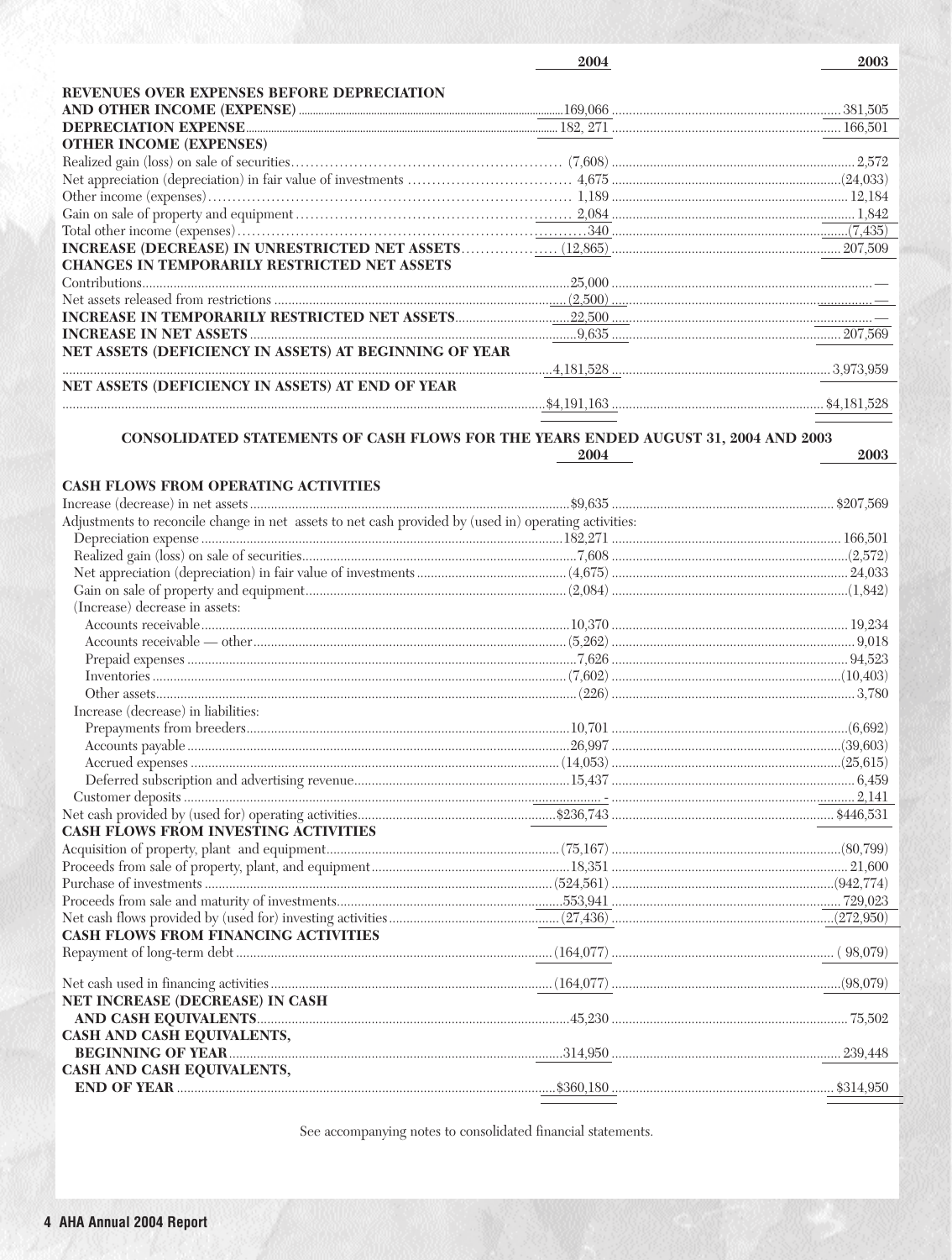| | 2004 | 2003 |
|---|---|---|
| **REVENUES OVER EXPENSES BEFORE DEPRECIATION AND OTHER INCOME (EXPENSE)** | 169,066 | 381,505 |
| **DEPRECIATION EXPENSE** | 182, 271 | 166,501 |
| **OTHER INCOME (EXPENSES)** | | |
| Realized gain (loss) on sale of securities | (7,608) | 2,572 |
| Net appreciation (depreciation) in fair value of investments | 4,675 | (24,033) |
| Other income (expenses) | 1,189 | 12,184 |
| Gain on sale of property and equipment | 2,084 | 1,842 |
| Total other income (expenses) | 340 | (7,435) |
| **INCREASE (DECREASE) IN UNRESTRICTED NET ASSETS** | (12,865) | 207,509 |
| **CHANGES IN TEMPORARILY RESTRICTED NET ASSETS** | | |
| Contributions | 25,000 | — |
| Net assets released from restrictions | (2,500) | — |
| **INCREASE IN TEMPORARILY RESTRICTED NET ASSETS** | 22,500 | — |
| **INCREASE IN NET ASSETS** | 9,635 | 207,569 |
| **NET ASSETS (DEFICIENCY IN ASSETS) AT BEGINNING OF YEAR** | 4,181,528 | 3,973,959 |
| **NET ASSETS (DEFICIENCY IN ASSETS) AT END OF YEAR** | $4,191,163 | $4,181,528 |

## CONSOLIDATED STATEMENTS OF CASH FLOWS FOR THE YEARS ENDED AUGUST 31, 2004 AND 2003

| | 2004 | 2003 |
|---|---|---|
| **CASH FLOWS FROM OPERATING ACTIVITIES** | | |
| Increase (decrease) in net assets | $9,635 | $207,569 |
| Adjustments to reconcile change in net assets to net cash provided by (used in) operating activities: | | |
| Depreciation expense | 182,271 | 166,501 |
| Realized gain (loss) on sale of securities | 7,608 | (2,572) |
| Net appreciation (depreciation) in fair value of investments | (4,675) | 24,033 |
| Gain on sale of property and equipment | (2,084) | (1,842) |
| (Increase) decrease in assets: | | |
| Accounts receivable | 10,370 | 19,234 |
| Accounts receivable — other | (5,262) | 9,018 |
| Prepaid expenses | 7,626 | 94,523 |
| Inventories | (7,602) | (10,403) |
| Other assets | (226) | 3,780 |
| Increase (decrease) in liabilities: | | |
| Prepayments from breeders | 10,701 | (6,692) |
| Accounts payable | 26,997 | (39,603) |
| Accrued expenses | (14,053) | (25,615) |
| Deferred subscription and advertising revenue | 15,437 | 6,459 |
| Customer deposits | - | 2,141 |
| Net cash provided by (used for) operating activities | $236,743 | $446,531 |
| **CASH FLOWS FROM INVESTING ACTIVITIES** | | |
| Acquisition of property, plant and equipment | (75,167) | (80,799) |
| Proceeds from sale of property, plant, and equipment | 18,351 | 21,600 |
| Purchase of investments | (524,561) | (942,774) |
| Proceeds from sale and maturity of investments | 553,941 | 729,023 |
| Net cash flows provided by (used for) investing activities | (27,436) | (272,950) |
| **CASH FLOWS FROM FINANCING ACTIVITIES** | | |
| Repayment of long-term debt | (164,077) | ( 98,079) |
| Net cash used in financing activities | (164,077) | (98,079) |
| **NET INCREASE (DECREASE) IN CASH AND CASH EQUIVALENTS** | 45,230 | 75,502 |
| **CASH AND CASH EQUIVALENTS, BEGINNING OF YEAR** | 314,950 | 239,448 |
| **CASH AND CASH EQUIVALENTS, END OF YEAR** | $360,180 | $314,950 |

See accompanying notes to consolidated financial statements.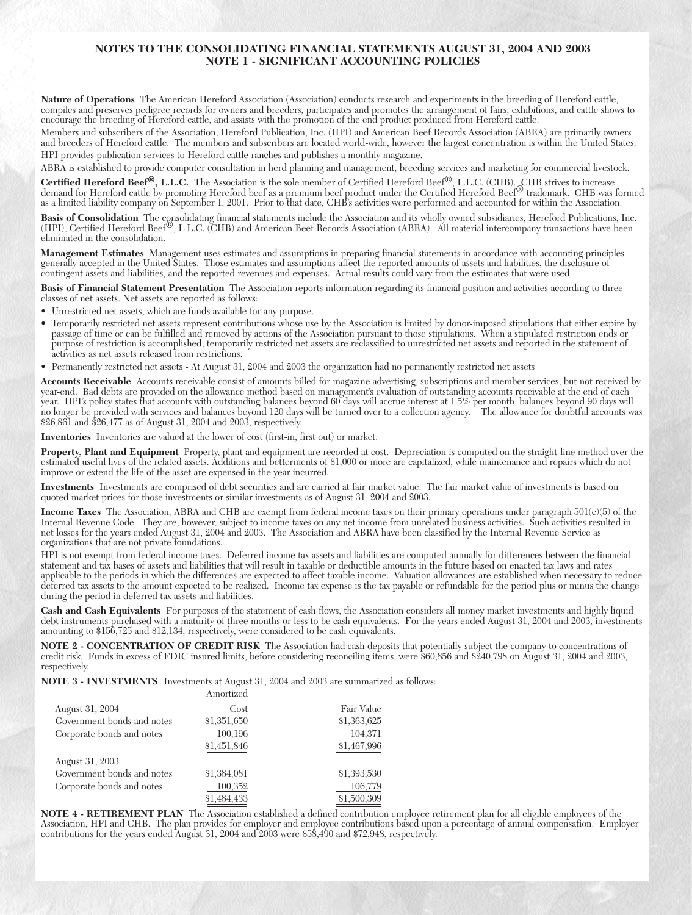# NOTES TO THE CONSOLIDATING FINANCIAL STATEMENTS AUGUST 31, 2004 AND 2003
## NOTE 1 - SIGNIFICANT ACCOUNTING POLICIES

**Nature of Operations** The American Hereford Association (Association) conducts research and experiments in the breeding of Hereford cattle, compiles and preserves pedigree records for owners and breeders, participates and promotes the arrangement of fairs, exhibitions, and cattle shows to encourage the breeding of Hereford cattle, and assists with the promotion of the end product produced from Hereford cattle.

Members and subscribers of the Association, Hereford Publication, Inc. (HPI) and American Beef Records Association (ABRA) are primarily owners and breeders of Hereford cattle. The members and subscribers are located world-wide, however the largest concentration is within the United States.

HPI provides publication services to Hereford cattle ranches and publishes a monthly magazine.

ABRA is established to provide computer consultation in herd planning and management, breeding services and marketing for commercial livestock.

**Certified Hereford Beef®, L.L.C.** The Association is the sole member of Certified Hereford Beef®, L.L.C. (CHB). CHB strives to increase demand for Hereford cattle by promoting Hereford beef as a premium beef product under the Certified Hereford Beef® trademark. CHB was formed as a limited liability company on September 1, 2001. Prior to that date, CHB's activities were performed and accounted for within the Association.

**Basis of Consolidation** The consolidating financial statements include the Association and its wholly owned subsidiaries, Hereford Publications, Inc. (HPI), Certified Hereford Beef®, L.L.C. (CHB) and American Beef Records Association (ABRA). All material intercompany transactions have been eliminated in the consolidation.

**Management Estimates** Management uses estimates and assumptions in preparing financial statements in accordance with accounting principles generally accepted in the United States. Those estimates and assumptions affect the reported amounts of assets and liabilities, the disclosure of contingent assets and liabilities, and the reported revenues and expenses. Actual results could vary from the estimates that were used.

**Basis of Financial Statement Presentation** The Association reports information regarding its financial position and activities according to three classes of net assets. Net assets are reported as follows:

- Unrestricted net assets, which are funds available for any purpose.
- Temporarily restricted net assets represent contributions whose use by the Association is limited by donor-imposed stipulations that either expire by passage of time or can be fulfilled and removed by actions of the Association pursuant to those stipulations. When a stipulated restriction ends or purpose of restriction is accomplished, temporarily restricted net assets are reclassified to unrestricted net assets and reported in the statement of activities as net assets released from restrictions.
- Permanently restricted net assets - At August 31, 2004 and 2003 the organization had no permanently restricted net assets

**Accounts Receivable** Accounts receivable consist of amounts billed for magazine advertising, subscriptions and member services, but not received by year-end. Bad debts are provided on the allowance method based on management's evaluation of outstanding accounts receivable at the end of each year. HPI's policy states that accounts with outstanding balances beyond 60 days will accrue interest at 1.5% per month, balances beyond 90 days will no longer be provided with services and balances beyond 120 days will be turned over to a collection agency. The allowance for doubtful accounts was $26,861 and $26,477 as of August 31, 2004 and 2003, respectively.

**Inventories** Inventories are valued at the lower of cost (first-in, first out) or market.

**Property, Plant and Equipment** Property, plant and equipment are recorded at cost. Depreciation is computed on the straight-line method over the estimated useful lives of the related assets. Additions and betterments of $1,000 or more are capitalized, while maintenance and repairs which do not improve or extend the life of the asset are expensed in the year incurred.

**Investments** Investments are comprised of debt securities and are carried at fair market value. The fair market value of investments is based on quoted market prices for those investments or similar investments as of August 31, 2004 and 2003.

**Income Taxes** The Association, ABRA and CHB are exempt from federal income taxes on their primary operations under paragraph 501(c)(5) of the Internal Revenue Code. They are, however, subject to income taxes on any net income from unrelated business activities. Such activities resulted in net losses for the years ended August 31, 2004 and 2003. The Association and ABRA have been classified by the Internal Revenue Service as organizations that are not private foundations.

HPI is not exempt from federal income taxes. Deferred income tax assets and liabilities are computed annually for differences between the financial statement and tax bases of assets and liabilities that will result in taxable or deductible amounts in the future based on enacted tax laws and rates applicable to the periods in which the differences are expected to affect taxable income. Valuation allowances are established when necessary to reduce deferred tax assets to the amount expected to be realized. Income tax expense is the tax payable or refundable for the period plus or minus the change during the period in deferred tax assets and liabilities.

**Cash and Cash Equivalents** For purposes of the statement of cash flows, the Association considers all money market investments and highly liquid debt instruments purchased with a maturity of three months or less to be cash equivalents. For the years ended August 31, 2004 and 2003, investments amounting to $156,725 and $12,134, respectively, were considered to be cash equivalents.

**NOTE 2 - CONCENTRATION OF CREDIT RISK** The Association had cash deposits that potentially subject the company to concentrations of credit risk. Funds in excess of FDIC insured limits, before considering reconciling items, were $60,856 and $240,798 on August 31, 2004 and 2003, respectively.

**NOTE 3 - INVESTMENTS** Investments at August 31, 2004 and 2003 are summarized as follows:

| | Amortized Cost | Fair Value |
|---|---|---|
| August 31, 2004 | | |
| Government bonds and notes | $1,351,650 | $1,363,625 |
| Corporate bonds and notes | 100,196 | 104,371 |
| | $1,451,846 | $1,467,996 |
| August 31, 2003 | | |
| Government bonds and notes | $1,384,081 | $1,393,530 |
| Corporate bonds and notes | 100,352 | 106,779 |
| | $1,484,433 | $1,500,309 |

**NOTE 4 - RETIREMENT PLAN** The Association established a defined contribution employee retirement plan for all eligible employees of the Association, HPI and CHB. The plan provides for employer and employee contributions based upon a percentage of annual compensation. Employer contributions for the years ended August 31, 2004 and 2003 were $58,490 and $72,948, respectively.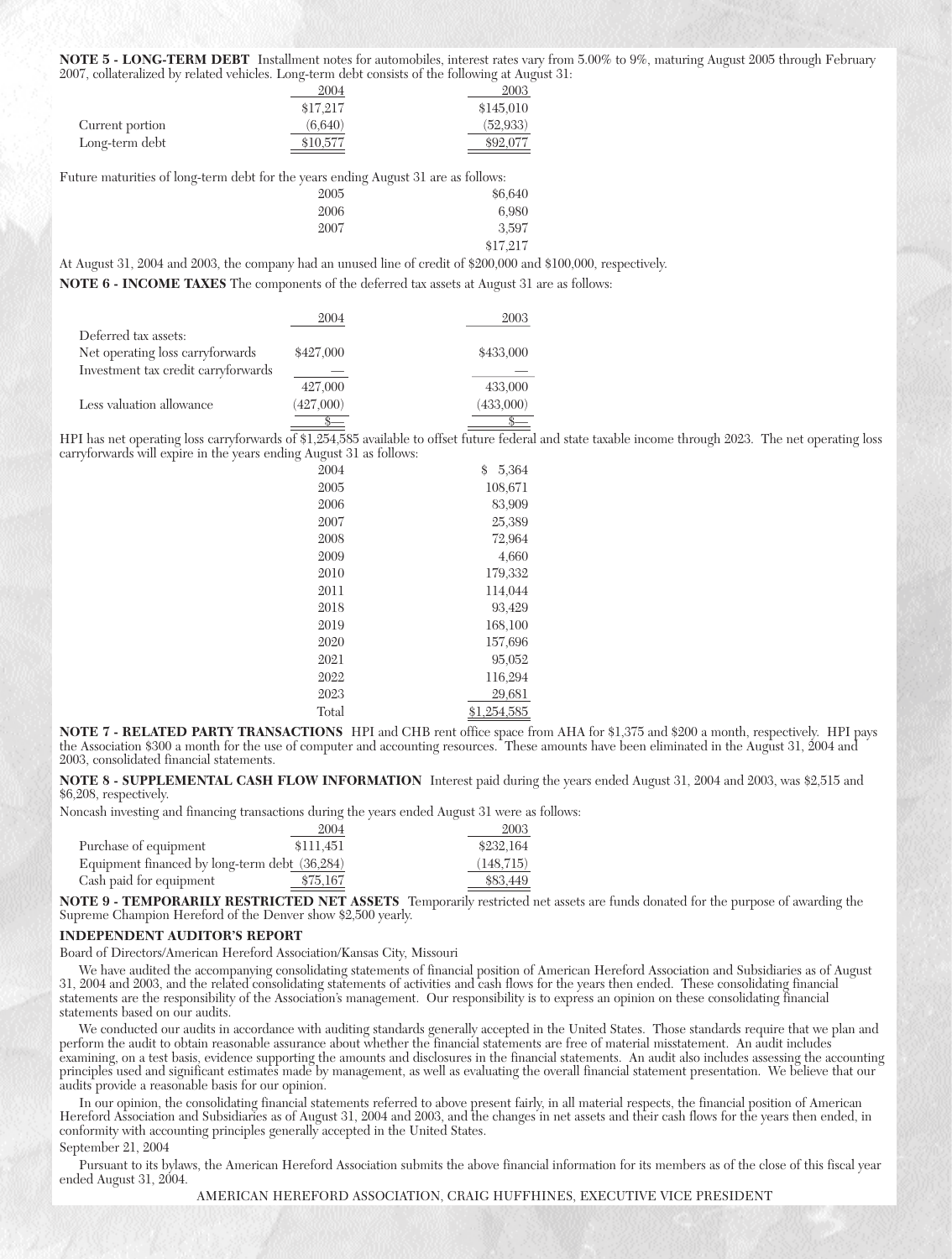**NOTE 5 - LONG-TERM DEBT** Installment notes for automobiles, interest rates vary from 5.00% to 9%, maturing August 2005 through February 2007, collateralized by related vehicles. Long-term debt consists of the following at August 31:

| | 2004 | 2003 |
|---|---|---|
| | $17,217 | $145,010 |
| Current portion | (6,640) | (52,933) |
| Long-term debt | $10,577 | $92,077 |

Future maturities of long-term debt for the years ending August 31 are as follows:

| | |
|---|---|
| 2005 | $6,640 |
| 2006 | 6,980 |
| 2007 | 3,597 |
| | $17,217 |

At August 31, 2004 and 2003, the company had an unused line of credit of $200,000 and $100,000, respectively.

**NOTE 6 - INCOME TAXES** The components of the deferred tax assets at August 31 are as follows:

| | 2004 | 2003 |
|---|---|---|
| Deferred tax assets: | | |
| Net operating loss carryforwards | $427,000 | $433,000 |
| Investment tax credit carryforwards | — | — |
| | 427,000 | 433,000 |
| Less valuation allowance | (427,000) | (433,000) |
| | $— | $— |

HPI has net operating loss carryforwards of $1,254,585 available to offset future federal and state taxable income through 2023. The net operating loss carryforwards will expire in the years ending August 31 as follows:

| | |
|---|---|
| 2004 | $ 5,364 |
| 2005 | 108,671 |
| 2006 | 83,909 |
| 2007 | 25,389 |
| 2008 | 72,964 |
| 2009 | 4,660 |
| 2010 | 179,332 |
| 2011 | 114,044 |
| 2018 | 93,429 |
| 2019 | 168,100 |
| 2020 | 157,696 |
| 2021 | 95,052 |
| 2022 | 116,294 |
| 2023 | 29,681 |
| Total | $1,254,585 |

**NOTE 7 - RELATED PARTY TRANSACTIONS** HPI and CHB rent office space from AHA for $1,375 and $200 a month, respectively. HPI pays the Association $300 a month for the use of computer and accounting resources. These amounts have been eliminated in the August 31, 2004 and 2003, consolidated financial statements.

**NOTE 8 - SUPPLEMENTAL CASH FLOW INFORMATION** Interest paid during the years ended August 31, 2004 and 2003, was $2,515 and $6,208, respectively.

Noncash investing and financing transactions during the years ended August 31 were as follows:

| | 2004 | 2003 |
|---|---|---|
| Purchase of equipment | $111,451 | $232,164 |
| Equipment financed by long-term debt | (36,284) | (148,715) |
| Cash paid for equipment | $75,167 | $83,449 |

**NOTE 9 - TEMPORARILY RESTRICTED NET ASSETS** Temporarily restricted net assets are funds donated for the purpose of awarding the Supreme Champion Hereford of the Denver show $2,500 yearly.

**INDEPENDENT AUDITOR'S REPORT**

Board of Directors/American Hereford Association/Kansas City, Missouri

We have audited the accompanying consolidating statements of financial position of American Hereford Association and Subsidiaries as of August 31, 2004 and 2003, and the related consolidating statements of activities and cash flows for the years then ended. These consolidating financial statements are the responsibility of the Association's management. Our responsibility is to express an opinion on these consolidating financial statements based on our audits.

We conducted our audits in accordance with auditing standards generally accepted in the United States. Those standards require that we plan and perform the audit to obtain reasonable assurance about whether the financial statements are free of material misstatement. An audit includes examining, on a test basis, evidence supporting the amounts and disclosures in the financial statements. An audit also includes assessing the accounting principles used and significant estimates made by management, as well as evaluating the overall financial statement presentation. We believe that our audits provide a reasonable basis for our opinion.

In our opinion, the consolidating financial statements referred to above present fairly, in all material respects, the financial position of American Hereford Association and Subsidiaries as of August 31, 2004 and 2003, and the changes in net assets and their cash flows for the years then ended, in conformity with accounting principles generally accepted in the United States.

September 21, 2004

Pursuant to its bylaws, the American Hereford Association submits the above financial information for its members as of the close of this fiscal year ended August 31, 2004.

AMERICAN HEREFORD ASSOCIATION, CRAIG HUFFHINES, EXECUTIVE VICE PRESIDENT